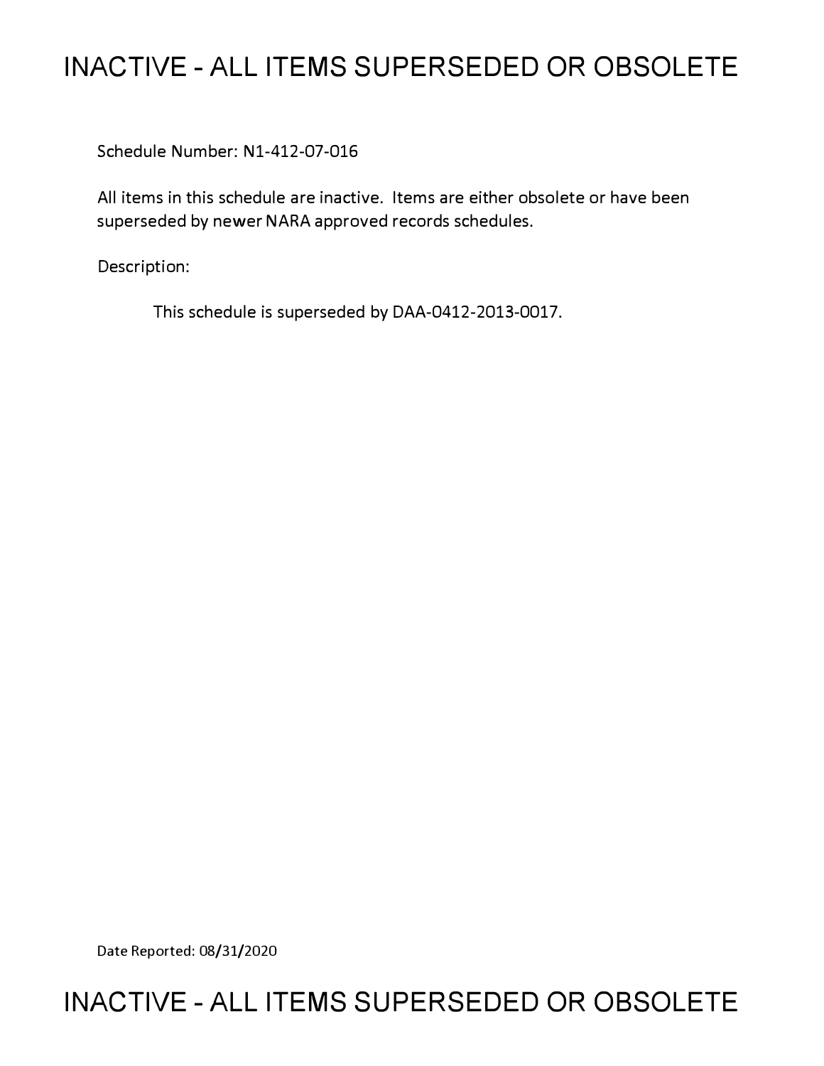# INACTIVE - ALL ITEMS SUPERSEDED OR OBSOLETE

Schedule Number: N1-412-07-016

All items in this schedule are inactive. Items are either obsolete or have been superseded by newer NARA approved records schedules.

Description:

This schedule is superseded by DAA-0412-2013-0017.

Date Reported: 08/31/2020

# INACTIVE - ALL ITEMS SUPERSEDED OR OBSOLETE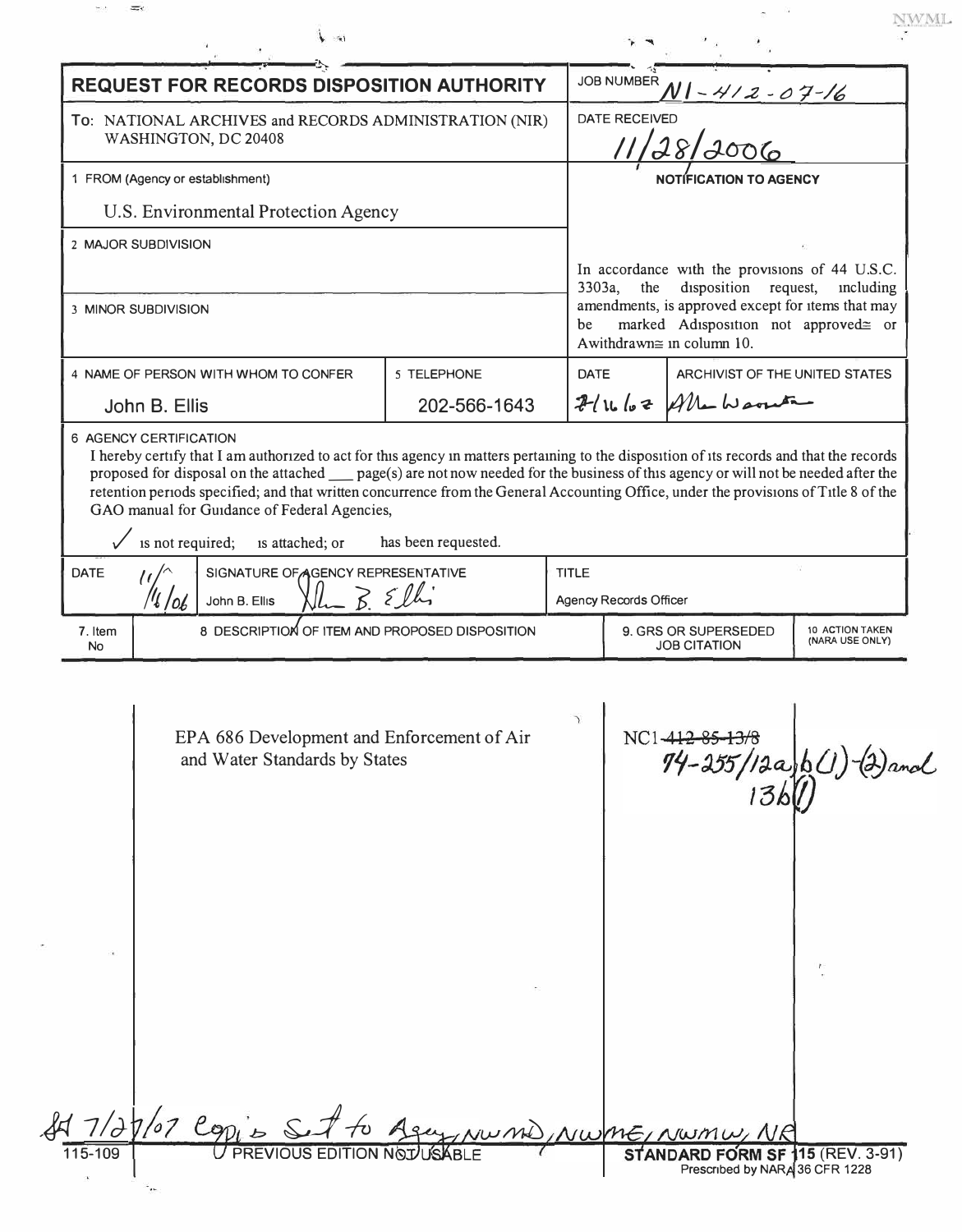# REQUEST FOR RECORDS DISPOSITION AUTHORITY

| | |
|---|---|
| **REQUEST FOR RECORDS DISPOSITION AUTHORITY** | JOB NUMBER N1-412-07-16 |
| To: NATIONAL ARCHIVES and RECORDS ADMINISTRATION (NIR) WASHINGTON, DC 20408 | DATE RECEIVED 11/28/2006 |
| 1 FROM (Agency or establishment): U.S. Environmental Protection Agency | NOTIFICATION TO AGENCY |
| 2 MAJOR SUBDIVISION | In accordance with the provisions of 44 U.S.C. 3303a, the disposition request, including amendments, is approved except for items that may be marked "disposition not approved" or "withdrawn" in column 10. |
| 3 MINOR SUBDIVISION | |

| 4 NAME OF PERSON WITH WHOM TO CONFER | 5 TELEPHONE | DATE | ARCHIVIST OF THE UNITED STATES |
|---|---|---|---|
| John B. Ellis | 202-566-1643 | 7/16/07 | Allen Weinstein |

**6 AGENCY CERTIFICATION**

I hereby certify that I am authorized to act for this agency in matters pertaining to the disposition of its records and that the records proposed for disposal on the attached ___ page(s) are not now needed for the business of this agency or will not be needed after the retention periods specified; and that written concurrence from the General Accounting Office, under the provisions of Title 8 of the GAO manual for Guidance of Federal Agencies,

✓ is not required; is attached; or has been requested.

| DATE | SIGNATURE OF AGENCY REPRESENTATIVE | TITLE |
|---|---|---|
| 11/16/06 | John B. Ellis | Agency Records Officer |

| 7. Item No | 8 DESCRIPTION OF ITEM AND PROPOSED DISPOSITION | 9. GRS OR SUPERSEDED JOB CITATION | 10 ACTION TAKEN (NARA USE ONLY) |
|---|---|---|---|
| | EPA 686 Development and Enforcement of Air and Water Standards by States | NC1-~~412-85-13/8~~ 74-255/12a, b(1)-(2) and 13b(1) | |

7/27/07 Copies Sent to Agency, NWMD, NWME, NWMW, NR

115-109 PREVIOUS EDITION NOT USABLE

STANDARD FORM SF 115 (REV. 3-91) Prescribed by NARA 36 CFR 1228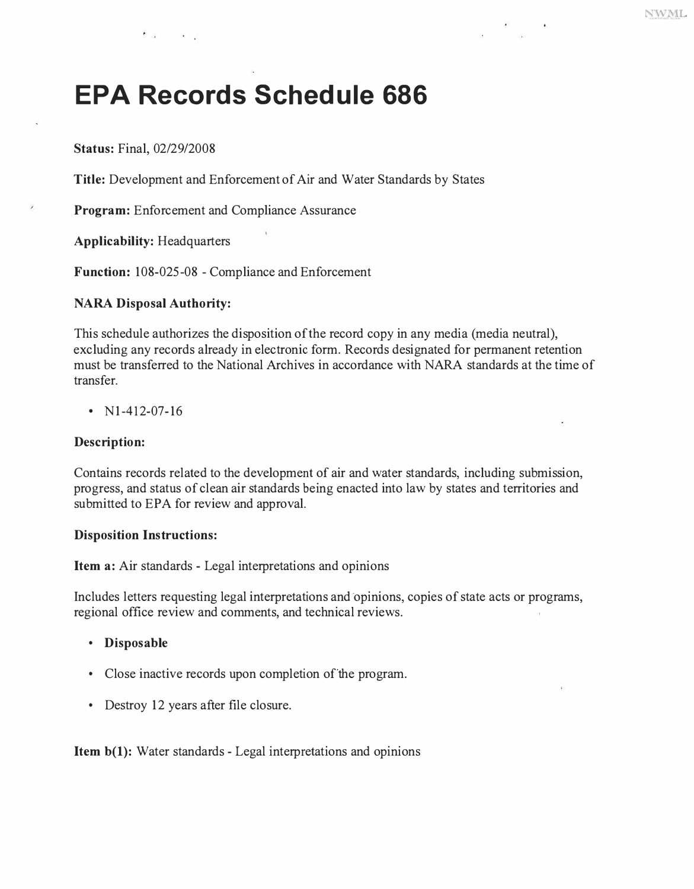# EPA Records Schedule 686

**Status:** Final, 02/29/2008

**Title:** Development and Enforcement of Air and Water Standards by States

**Program:** Enforcement and Compliance Assurance

**Applicability:** Headquarters

**Function:** 108-025-08 - Compliance and Enforcement

**NARA Disposal Authority:**

This schedule authorizes the disposition of the record copy in any media (media neutral), excluding any records already in electronic form. Records designated for permanent retention must be transferred to the National Archives in accordance with NARA standards at the time of transfer.

- N1-412-07-16

**Description:**

Contains records related to the development of air and water standards, including submission, progress, and status of clean air standards being enacted into law by states and territories and submitted to EPA for review and approval.

**Disposition Instructions:**

**Item a:** Air standards - Legal interpretations and opinions

Includes letters requesting legal interpretations and opinions, copies of state acts or programs, regional office review and comments, and technical reviews.

- **Disposable**
- Close inactive records upon completion of the program.
- Destroy 12 years after file closure.

**Item b(1):** Water standards - Legal interpretations and opinions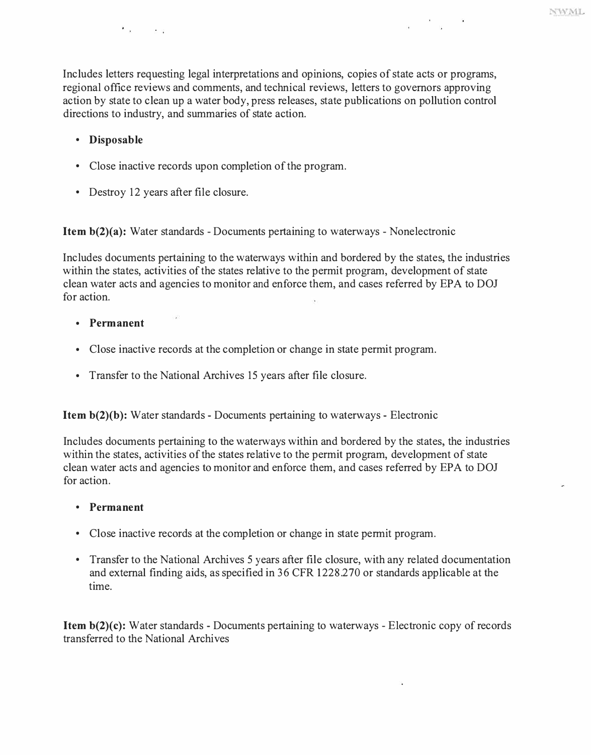Includes letters requesting legal interpretations and opinions, copies of state acts or programs, regional office reviews and comments, and technical reviews, letters to governors approving action by state to clean up a water body, press releases, state publications on pollution control directions to industry, and summaries of state action.

- **Disposable**
- Close inactive records upon completion of the program.
- Destroy 12 years after file closure.

**Item b(2)(a):** Water standards - Documents pertaining to waterways - Nonelectronic

Includes documents pertaining to the waterways within and bordered by the states, the industries within the states, activities of the states relative to the permit program, development of state clean water acts and agencies to monitor and enforce them, and cases referred by EPA to DOJ for action.

- **Permanent**
- Close inactive records at the completion or change in state permit program.
- Transfer to the National Archives 15 years after file closure.

**Item b(2)(b):** Water standards - Documents pertaining to waterways - Electronic

Includes documents pertaining to the waterways within and bordered by the states, the industries within the states, activities of the states relative to the permit program, development of state clean water acts and agencies to monitor and enforce them, and cases referred by EPA to DOJ for action.

- **Permanent**
- Close inactive records at the completion or change in state permit program.
- Transfer to the National Archives 5 years after file closure, with any related documentation and external finding aids, as specified in 36 CFR 1228.270 or standards applicable at the time.

**Item b(2)(c):** Water standards - Documents pertaining to waterways - Electronic copy of records transferred to the National Archives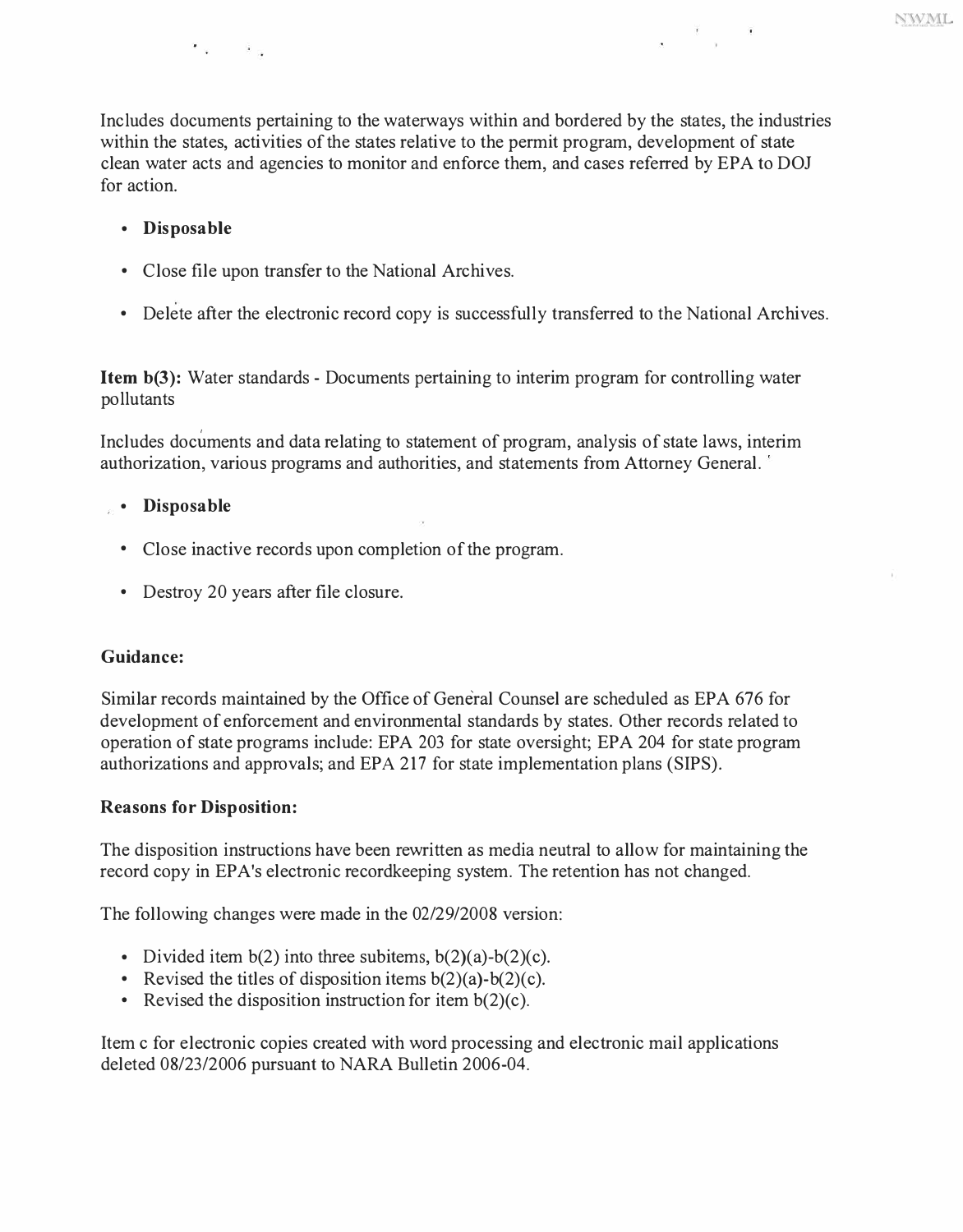Includes documents pertaining to the waterways within and bordered by the states, the industries within the states, activities of the states relative to the permit program, development of state clean water acts and agencies to monitor and enforce them, and cases referred by EPA to DOJ for action.

- **Disposable**
- Close file upon transfer to the National Archives.
- Delete after the electronic record copy is successfully transferred to the National Archives.

**Item b(3):** Water standards - Documents pertaining to interim program for controlling water pollutants

Includes documents and data relating to statement of program, analysis of state laws, interim authorization, various programs and authorities, and statements from Attorney General.

- **Disposable**
- Close inactive records upon completion of the program.
- Destroy 20 years after file closure.

**Guidance:**

Similar records maintained by the Office of General Counsel are scheduled as EPA 676 for development of enforcement and environmental standards by states. Other records related to operation of state programs include: EPA 203 for state oversight; EPA 204 for state program authorizations and approvals; and EPA 217 for state implementation plans (SIPS).

**Reasons for Disposition:**

The disposition instructions have been rewritten as media neutral to allow for maintaining the record copy in EPA's electronic recordkeeping system. The retention has not changed.

The following changes were made in the 02/29/2008 version:

- Divided item b(2) into three subitems, b(2)(a)-b(2)(c).
- Revised the titles of disposition items b(2)(a)-b(2)(c).
- Revised the disposition instruction for item b(2)(c).

Item c for electronic copies created with word processing and electronic mail applications deleted 08/23/2006 pursuant to NARA Bulletin 2006-04.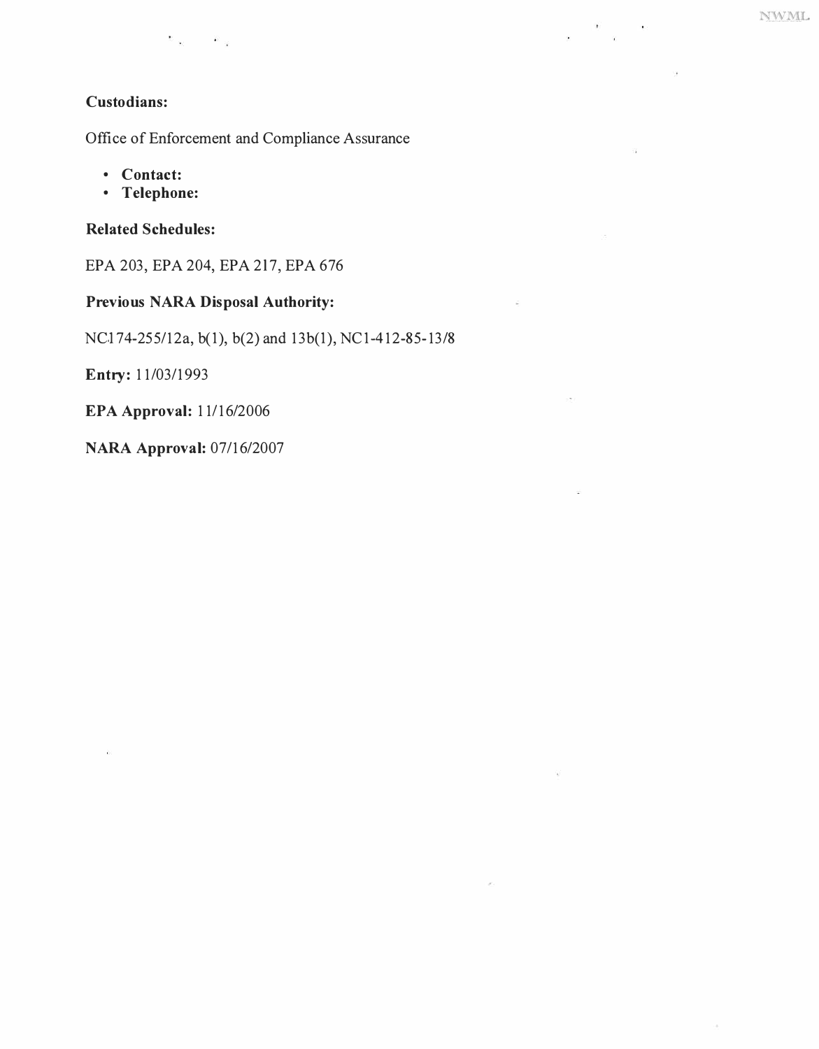**Custodians:**

Office of Enforcement and Compliance Assurance

- **Contact:**
- **Telephone:**

**Related Schedules:**

EPA 203, EPA 204, EPA 217, EPA 676

**Previous NARA Disposal Authority:**

NC174-255/12a, b(1), b(2) and 13b(1), NC1-412-85-13/8

**Entry:** 11/03/1993

**EPA Approval:** 11/16/2006

**NARA Approval:** 07/16/2007